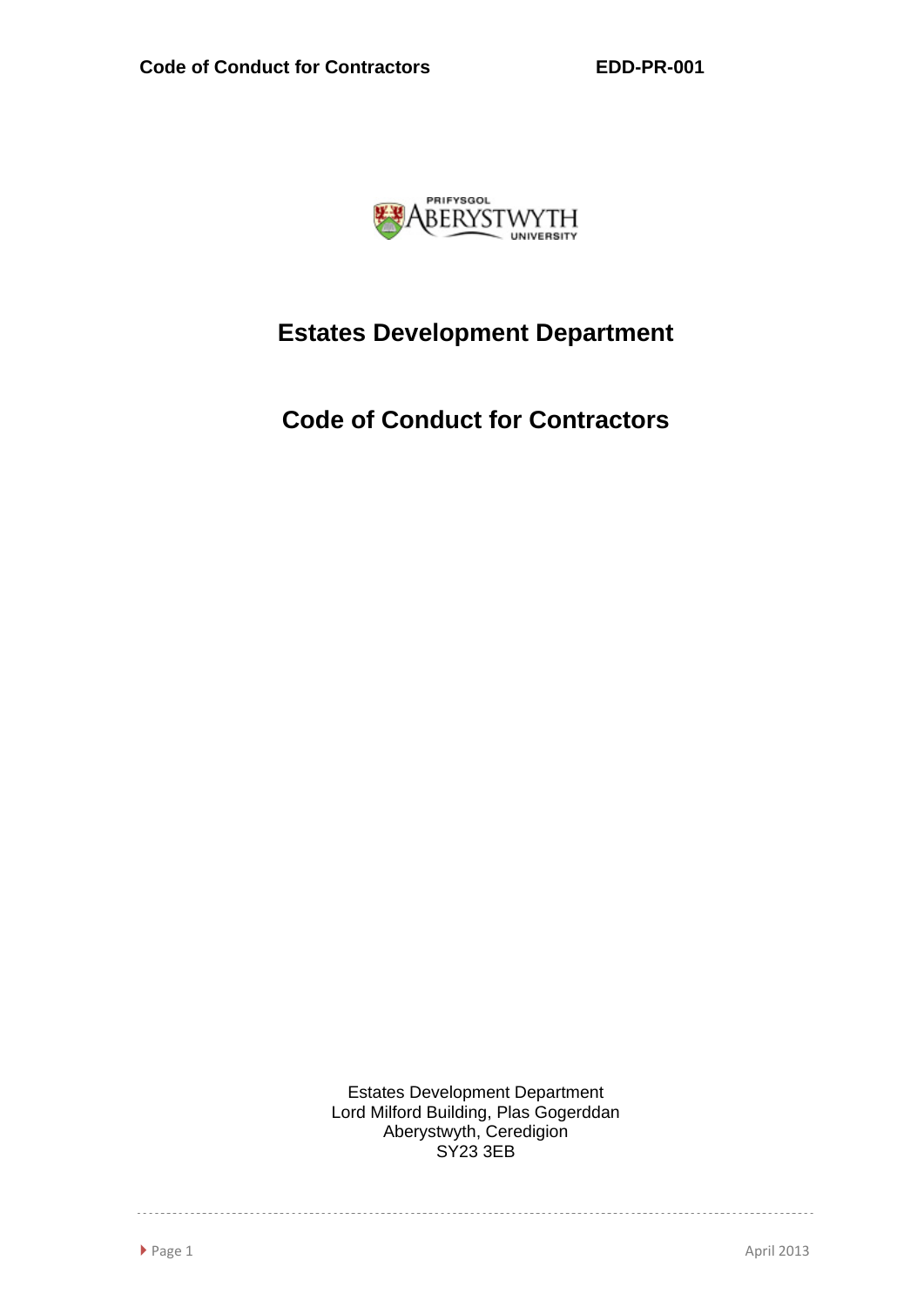# Estates Development Department

# Code of Conduct for Contractors

Estates Development Department
Lord Milford Building, Plas Gogerddan
Aberystwyth, Ceredigion
SY23 3EB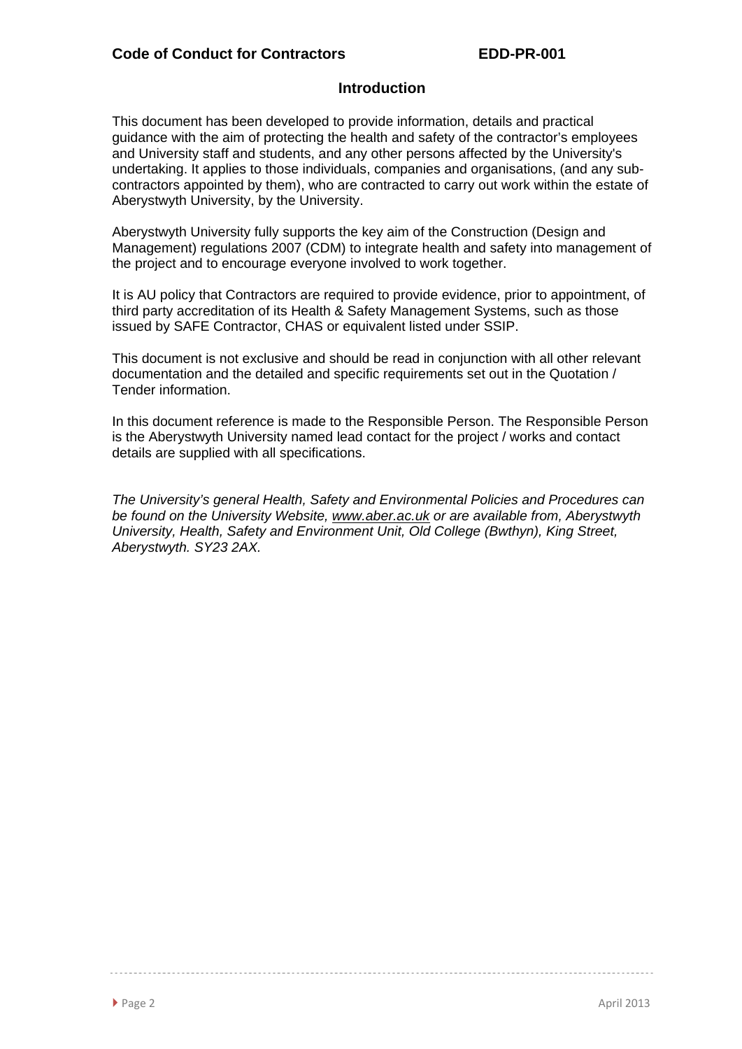## Introduction

This document has been developed to provide information, details and practical guidance with the aim of protecting the health and safety of the contractor's employees and University staff and students, and any other persons affected by the University's undertaking. It applies to those individuals, companies and organisations, (and any sub-contractors appointed by them), who are contracted to carry out work within the estate of Aberystwyth University, by the University.

Aberystwyth University fully supports the key aim of the Construction (Design and Management) regulations 2007 (CDM) to integrate health and safety into management of the project and to encourage everyone involved to work together.

It is AU policy that Contractors are required to provide evidence, prior to appointment, of third party accreditation of its Health & Safety Management Systems, such as those issued by SAFE Contractor, CHAS or equivalent listed under SSIP.

This document is not exclusive and should be read in conjunction with all other relevant documentation and the detailed and specific requirements set out in the Quotation / Tender information.

In this document reference is made to the Responsible Person. The Responsible Person is the Aberystwyth University named lead contact for the project / works and contact details are supplied with all specifications.

*The University's general Health, Safety and Environmental Policies and Procedures can be found on the University Website, www.aber.ac.uk or are available from, Aberystwyth University, Health, Safety and Environment Unit, Old College (Bwthyn), King Street, Aberystwyth. SY23 2AX.*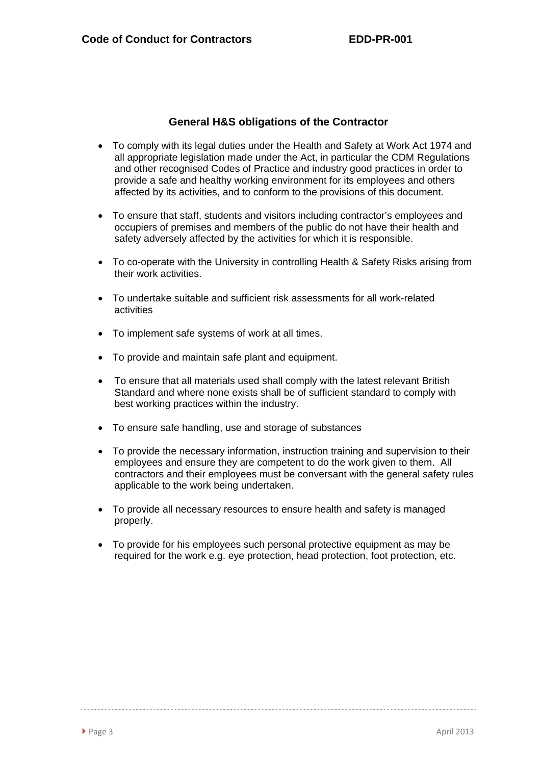## General H&S obligations of the Contractor

- To comply with its legal duties under the Health and Safety at Work Act 1974 and all appropriate legislation made under the Act, in particular the CDM Regulations and other recognised Codes of Practice and industry good practices in order to provide a safe and healthy working environment for its employees and others affected by its activities, and to conform to the provisions of this document.
- To ensure that staff, students and visitors including contractor's employees and occupiers of premises and members of the public do not have their health and safety adversely affected by the activities for which it is responsible.
- To co-operate with the University in controlling Health & Safety Risks arising from their work activities.
- To undertake suitable and sufficient risk assessments for all work-related activities
- To implement safe systems of work at all times.
- To provide and maintain safe plant and equipment.
- To ensure that all materials used shall comply with the latest relevant British Standard and where none exists shall be of sufficient standard to comply with best working practices within the industry.
- To ensure safe handling, use and storage of substances
- To provide the necessary information, instruction training and supervision to their employees and ensure they are competent to do the work given to them. All contractors and their employees must be conversant with the general safety rules applicable to the work being undertaken.
- To provide all necessary resources to ensure health and safety is managed properly.
- To provide for his employees such personal protective equipment as may be required for the work e.g. eye protection, head protection, foot protection, etc.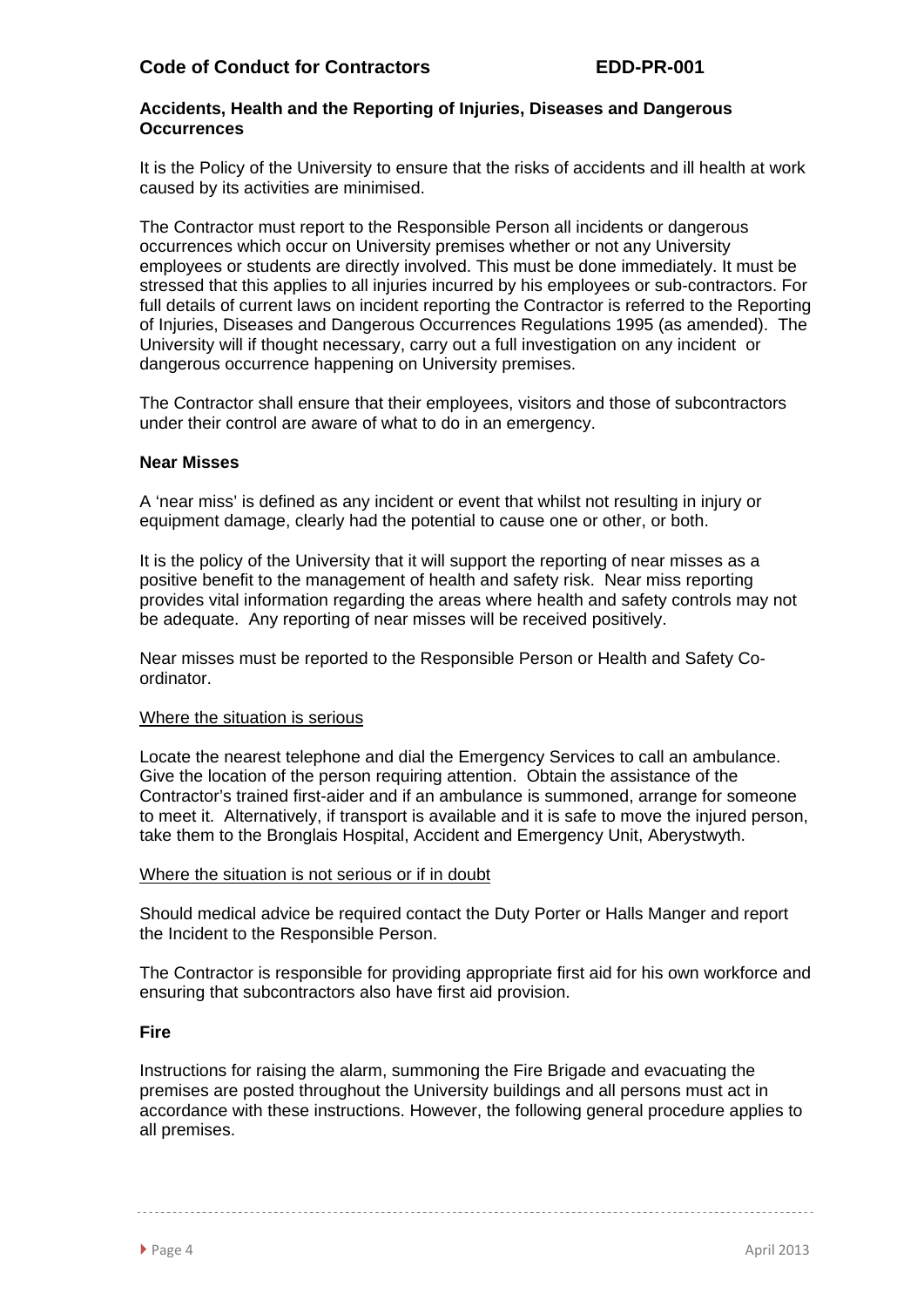**Accidents, Health and the Reporting of Injuries, Diseases and Dangerous Occurrences**

It is the Policy of the University to ensure that the risks of accidents and ill health at work caused by its activities are minimised.

The Contractor must report to the Responsible Person all incidents or dangerous occurrences which occur on University premises whether or not any University employees or students are directly involved. This must be done immediately. It must be stressed that this applies to all injuries incurred by his employees or sub-contractors. For full details of current laws on incident reporting the Contractor is referred to the Reporting of Injuries, Diseases and Dangerous Occurrences Regulations 1995 (as amended). The University will if thought necessary, carry out a full investigation on any incident or dangerous occurrence happening on University premises.

The Contractor shall ensure that their employees, visitors and those of subcontractors under their control are aware of what to do in an emergency.

**Near Misses**

A 'near miss' is defined as any incident or event that whilst not resulting in injury or equipment damage, clearly had the potential to cause one or other, or both.

It is the policy of the University that it will support the reporting of near misses as a positive benefit to the management of health and safety risk. Near miss reporting provides vital information regarding the areas where health and safety controls may not be adequate. Any reporting of near misses will be received positively.

Near misses must be reported to the Responsible Person or Health and Safety Co-ordinator.

<u>Where the situation is serious</u>

Locate the nearest telephone and dial the Emergency Services to call an ambulance. Give the location of the person requiring attention. Obtain the assistance of the Contractor's trained first-aider and if an ambulance is summoned, arrange for someone to meet it. Alternatively, if transport is available and it is safe to move the injured person, take them to the Bronglais Hospital, Accident and Emergency Unit, Aberystwyth.

<u>Where the situation is not serious or if in doubt</u>

Should medical advice be required contact the Duty Porter or Halls Manger and report the Incident to the Responsible Person.

The Contractor is responsible for providing appropriate first aid for his own workforce and ensuring that subcontractors also have first aid provision.

**Fire**

Instructions for raising the alarm, summoning the Fire Brigade and evacuating the premises are posted throughout the University buildings and all persons must act in accordance with these instructions. However, the following general procedure applies to all premises.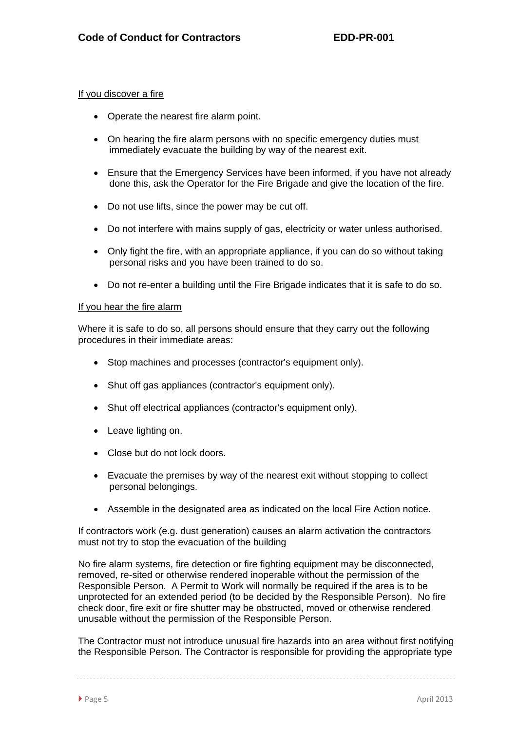If you discover a fire

- Operate the nearest fire alarm point.
- On hearing the fire alarm persons with no specific emergency duties must immediately evacuate the building by way of the nearest exit.
- Ensure that the Emergency Services have been informed, if you have not already done this, ask the Operator for the Fire Brigade and give the location of the fire.
- Do not use lifts, since the power may be cut off.
- Do not interfere with mains supply of gas, electricity or water unless authorised.
- Only fight the fire, with an appropriate appliance, if you can do so without taking personal risks and you have been trained to do so.
- Do not re-enter a building until the Fire Brigade indicates that it is safe to do so.

If you hear the fire alarm

Where it is safe to do so, all persons should ensure that they carry out the following procedures in their immediate areas:

- Stop machines and processes (contractor's equipment only).
- Shut off gas appliances (contractor's equipment only).
- Shut off electrical appliances (contractor's equipment only).
- Leave lighting on.
- Close but do not lock doors.
- Evacuate the premises by way of the nearest exit without stopping to collect personal belongings.
- Assemble in the designated area as indicated on the local Fire Action notice.

If contractors work (e.g. dust generation) causes an alarm activation the contractors must not try to stop the evacuation of the building

No fire alarm systems, fire detection or fire fighting equipment may be disconnected, removed, re-sited or otherwise rendered inoperable without the permission of the Responsible Person. A Permit to Work will normally be required if the area is to be unprotected for an extended period (to be decided by the Responsible Person). No fire check door, fire exit or fire shutter may be obstructed, moved or otherwise rendered unusable without the permission of the Responsible Person.

The Contractor must not introduce unusual fire hazards into an area without first notifying the Responsible Person. The Contractor is responsible for providing the appropriate type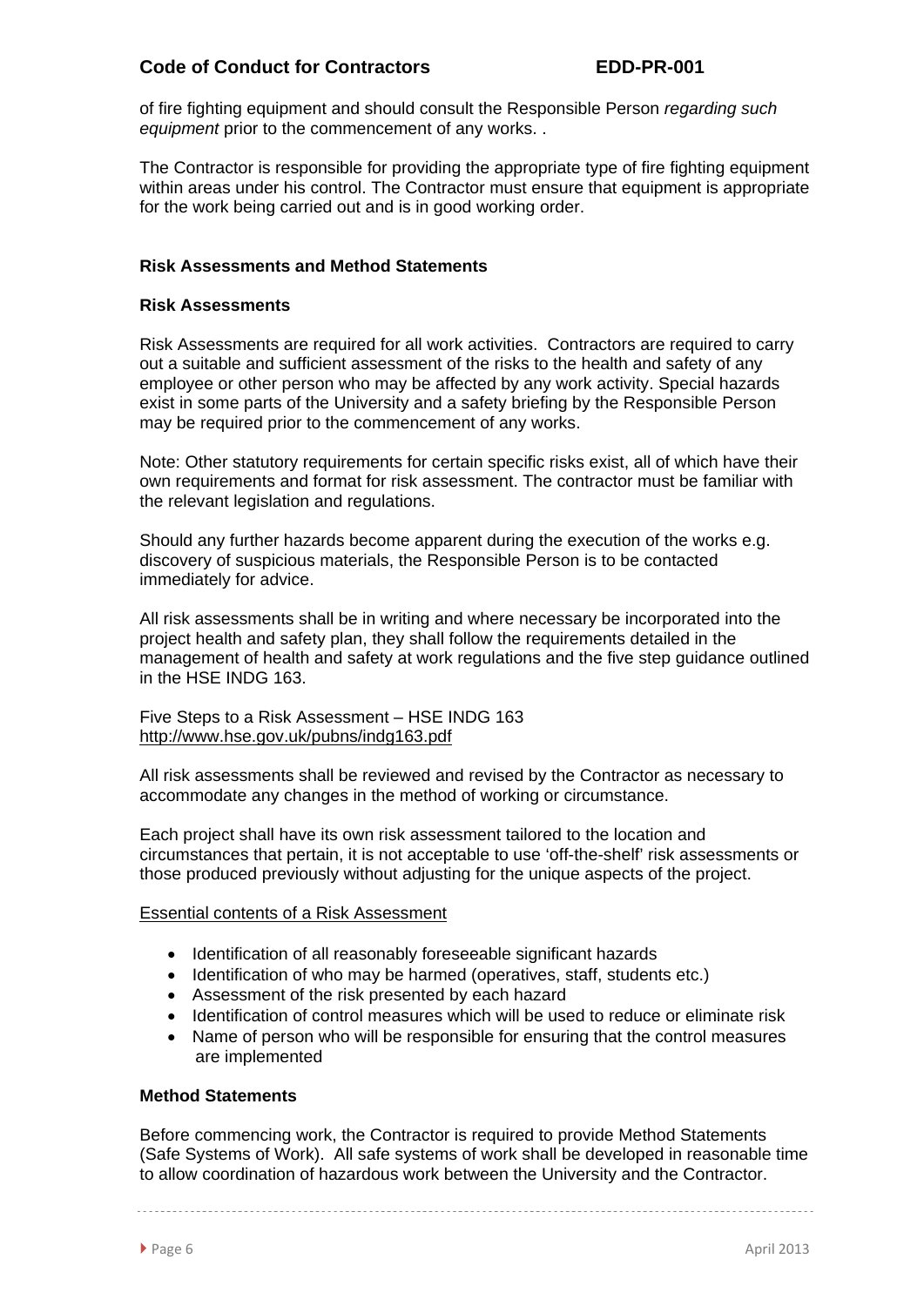of fire fighting equipment and should consult the Responsible Person *regarding such equipment* prior to the commencement of any works. .

The Contractor is responsible for providing the appropriate type of fire fighting equipment within areas under his control. The Contractor must ensure that equipment is appropriate for the work being carried out and is in good working order.

## Risk Assessments and Method Statements

### Risk Assessments

Risk Assessments are required for all work activities. Contractors are required to carry out a suitable and sufficient assessment of the risks to the health and safety of any employee or other person who may be affected by any work activity. Special hazards exist in some parts of the University and a safety briefing by the Responsible Person may be required prior to the commencement of any works.

Note: Other statutory requirements for certain specific risks exist, all of which have their own requirements and format for risk assessment. The contractor must be familiar with the relevant legislation and regulations.

Should any further hazards become apparent during the execution of the works e.g. discovery of suspicious materials, the Responsible Person is to be contacted immediately for advice.

All risk assessments shall be in writing and where necessary be incorporated into the project health and safety plan, they shall follow the requirements detailed in the management of health and safety at work regulations and the five step guidance outlined in the HSE INDG 163.

Five Steps to a Risk Assessment – HSE INDG 163
http://www.hse.gov.uk/pubns/indg163.pdf

All risk assessments shall be reviewed and revised by the Contractor as necessary to accommodate any changes in the method of working or circumstance.

Each project shall have its own risk assessment tailored to the location and circumstances that pertain, it is not acceptable to use 'off-the-shelf' risk assessments or those produced previously without adjusting for the unique aspects of the project.

Essential contents of a Risk Assessment

- Identification of all reasonably foreseeable significant hazards
- Identification of who may be harmed (operatives, staff, students etc.)
- Assessment of the risk presented by each hazard
- Identification of control measures which will be used to reduce or eliminate risk
- Name of person who will be responsible for ensuring that the control measures are implemented

### Method Statements

Before commencing work, the Contractor is required to provide Method Statements (Safe Systems of Work). All safe systems of work shall be developed in reasonable time to allow coordination of hazardous work between the University and the Contractor.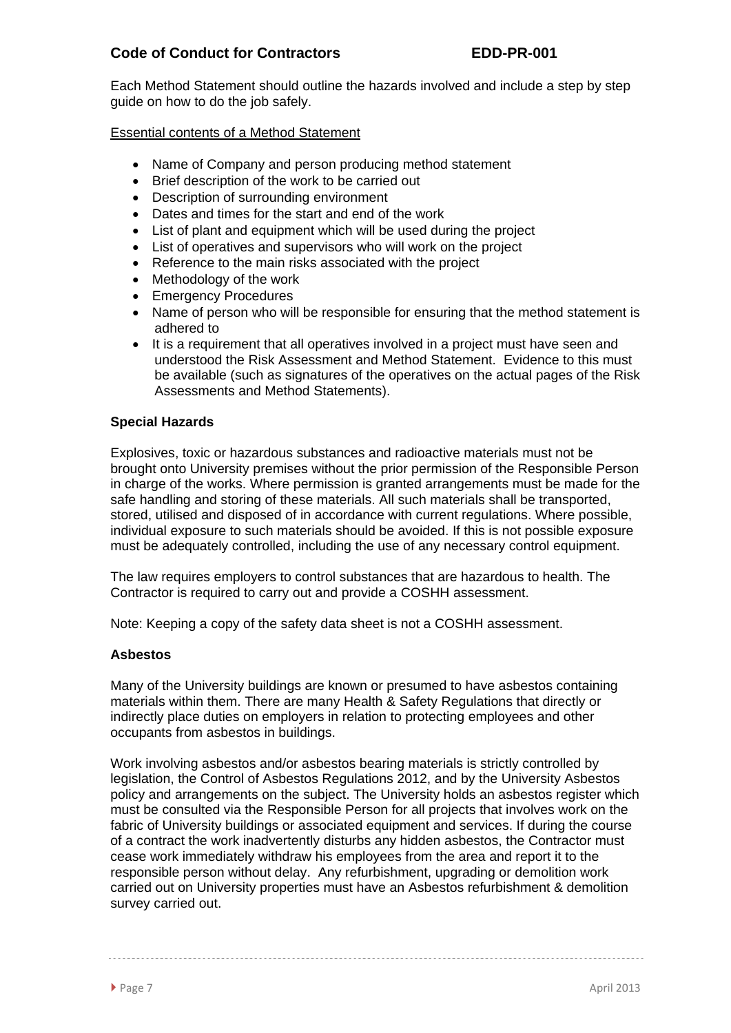Each Method Statement should outline the hazards involved and include a step by step guide on how to do the job safely.

Essential contents of a Method Statement

- Name of Company and person producing method statement
- Brief description of the work to be carried out
- Description of surrounding environment
- Dates and times for the start and end of the work
- List of plant and equipment which will be used during the project
- List of operatives and supervisors who will work on the project
- Reference to the main risks associated with the project
- Methodology of the work
- Emergency Procedures
- Name of person who will be responsible for ensuring that the method statement is adhered to
- It is a requirement that all operatives involved in a project must have seen and understood the Risk Assessment and Method Statement. Evidence to this must be available (such as signatures of the operatives on the actual pages of the Risk Assessments and Method Statements).

**Special Hazards**

Explosives, toxic or hazardous substances and radioactive materials must not be brought onto University premises without the prior permission of the Responsible Person in charge of the works. Where permission is granted arrangements must be made for the safe handling and storing of these materials. All such materials shall be transported, stored, utilised and disposed of in accordance with current regulations. Where possible, individual exposure to such materials should be avoided. If this is not possible exposure must be adequately controlled, including the use of any necessary control equipment.

The law requires employers to control substances that are hazardous to health. The Contractor is required to carry out and provide a COSHH assessment.

Note: Keeping a copy of the safety data sheet is not a COSHH assessment.

**Asbestos**

Many of the University buildings are known or presumed to have asbestos containing materials within them. There are many Health & Safety Regulations that directly or indirectly place duties on employers in relation to protecting employees and other occupants from asbestos in buildings.

Work involving asbestos and/or asbestos bearing materials is strictly controlled by legislation, the Control of Asbestos Regulations 2012, and by the University Asbestos policy and arrangements on the subject. The University holds an asbestos register which must be consulted via the Responsible Person for all projects that involves work on the fabric of University buildings or associated equipment and services. If during the course of a contract the work inadvertently disturbs any hidden asbestos, the Contractor must cease work immediately withdraw his employees from the area and report it to the responsible person without delay. Any refurbishment, upgrading or demolition work carried out on University properties must have an Asbestos refurbishment & demolition survey carried out.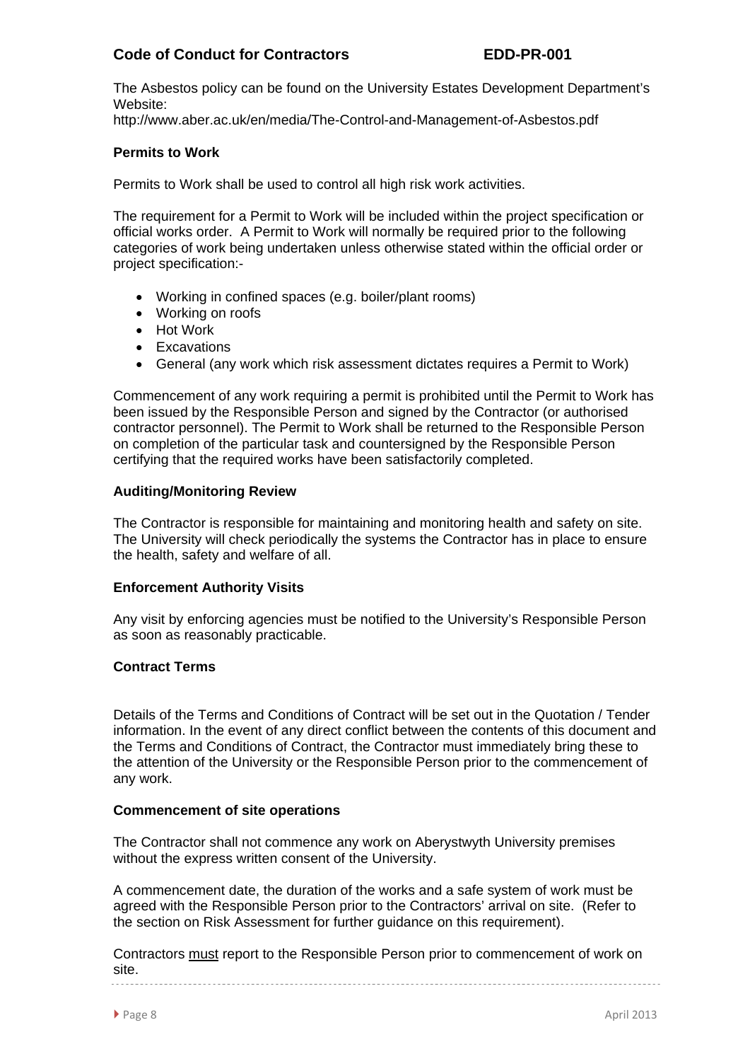The Asbestos policy can be found on the University Estates Development Department's Website:
http://www.aber.ac.uk/en/media/The-Control-and-Management-of-Asbestos.pdf

**Permits to Work**

Permits to Work shall be used to control all high risk work activities.

The requirement for a Permit to Work will be included within the project specification or official works order. A Permit to Work will normally be required prior to the following categories of work being undertaken unless otherwise stated within the official order or project specification:-

- Working in confined spaces (e.g. boiler/plant rooms)
- Working on roofs
- Hot Work
- Excavations
- General (any work which risk assessment dictates requires a Permit to Work)

Commencement of any work requiring a permit is prohibited until the Permit to Work has been issued by the Responsible Person and signed by the Contractor (or authorised contractor personnel). The Permit to Work shall be returned to the Responsible Person on completion of the particular task and countersigned by the Responsible Person certifying that the required works have been satisfactorily completed.

**Auditing/Monitoring Review**

The Contractor is responsible for maintaining and monitoring health and safety on site. The University will check periodically the systems the Contractor has in place to ensure the health, safety and welfare of all.

**Enforcement Authority Visits**

Any visit by enforcing agencies must be notified to the University's Responsible Person as soon as reasonably practicable.

**Contract Terms**

Details of the Terms and Conditions of Contract will be set out in the Quotation / Tender information. In the event of any direct conflict between the contents of this document and the Terms and Conditions of Contract, the Contractor must immediately bring these to the attention of the University or the Responsible Person prior to the commencement of any work.

**Commencement of site operations**

The Contractor shall not commence any work on Aberystwyth University premises without the express written consent of the University.

A commencement date, the duration of the works and a safe system of work must be agreed with the Responsible Person prior to the Contractors' arrival on site. (Refer to the section on Risk Assessment for further guidance on this requirement).

Contractors <u>must</u> report to the Responsible Person prior to commencement of work on site.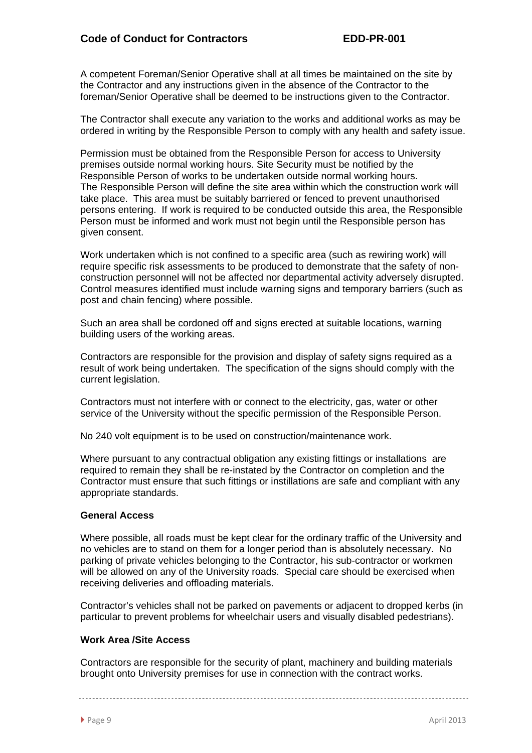A competent Foreman/Senior Operative shall at all times be maintained on the site by the Contractor and any instructions given in the absence of the Contractor to the foreman/Senior Operative shall be deemed to be instructions given to the Contractor.

The Contractor shall execute any variation to the works and additional works as may be ordered in writing by the Responsible Person to comply with any health and safety issue.

Permission must be obtained from the Responsible Person for access to University premises outside normal working hours. Site Security must be notified by the Responsible Person of works to be undertaken outside normal working hours. The Responsible Person will define the site area within which the construction work will take place. This area must be suitably barriered or fenced to prevent unauthorised persons entering. If work is required to be conducted outside this area, the Responsible Person must be informed and work must not begin until the Responsible person has given consent.

Work undertaken which is not confined to a specific area (such as rewiring work) will require specific risk assessments to be produced to demonstrate that the safety of non-construction personnel will not be affected nor departmental activity adversely disrupted. Control measures identified must include warning signs and temporary barriers (such as post and chain fencing) where possible.

Such an area shall be cordoned off and signs erected at suitable locations, warning building users of the working areas.

Contractors are responsible for the provision and display of safety signs required as a result of work being undertaken. The specification of the signs should comply with the current legislation.

Contractors must not interfere with or connect to the electricity, gas, water or other service of the University without the specific permission of the Responsible Person.

No 240 volt equipment is to be used on construction/maintenance work.

Where pursuant to any contractual obligation any existing fittings or installations are required to remain they shall be re-instated by the Contractor on completion and the Contractor must ensure that such fittings or instillations are safe and compliant with any appropriate standards.

**General Access**

Where possible, all roads must be kept clear for the ordinary traffic of the University and no vehicles are to stand on them for a longer period than is absolutely necessary. No parking of private vehicles belonging to the Contractor, his sub-contractor or workmen will be allowed on any of the University roads. Special care should be exercised when receiving deliveries and offloading materials.

Contractor's vehicles shall not be parked on pavements or adjacent to dropped kerbs (in particular to prevent problems for wheelchair users and visually disabled pedestrians).

**Work Area /Site Access**

Contractors are responsible for the security of plant, machinery and building materials brought onto University premises for use in connection with the contract works.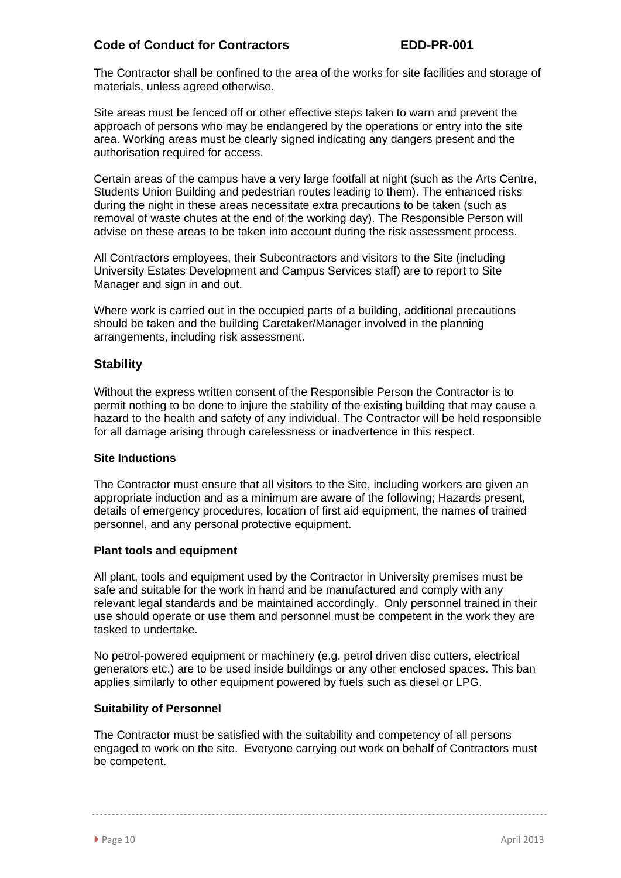The Contractor shall be confined to the area of the works for site facilities and storage of materials, unless agreed otherwise.

Site areas must be fenced off or other effective steps taken to warn and prevent the approach of persons who may be endangered by the operations or entry into the site area. Working areas must be clearly signed indicating any dangers present and the authorisation required for access.

Certain areas of the campus have a very large footfall at night (such as the Arts Centre, Students Union Building and pedestrian routes leading to them). The enhanced risks during the night in these areas necessitate extra precautions to be taken (such as removal of waste chutes at the end of the working day). The Responsible Person will advise on these areas to be taken into account during the risk assessment process.

All Contractors employees, their Subcontractors and visitors to the Site (including University Estates Development and Campus Services staff) are to report to Site Manager and sign in and out.

Where work is carried out in the occupied parts of a building, additional precautions should be taken and the building Caretaker/Manager involved in the planning arrangements, including risk assessment.

## Stability

Without the express written consent of the Responsible Person the Contractor is to permit nothing to be done to injure the stability of the existing building that may cause a hazard to the health and safety of any individual. The Contractor will be held responsible for all damage arising through carelessness or inadvertence in this respect.

### Site Inductions

The Contractor must ensure that all visitors to the Site, including workers are given an appropriate induction and as a minimum are aware of the following; Hazards present, details of emergency procedures, location of first aid equipment, the names of trained personnel, and any personal protective equipment.

### Plant tools and equipment

All plant, tools and equipment used by the Contractor in University premises must be safe and suitable for the work in hand and be manufactured and comply with any relevant legal standards and be maintained accordingly.  Only personnel trained in their use should operate or use them and personnel must be competent in the work they are tasked to undertake.

No petrol-powered equipment or machinery (e.g. petrol driven disc cutters, electrical generators etc.) are to be used inside buildings or any other enclosed spaces. This ban applies similarly to other equipment powered by fuels such as diesel or LPG.

### Suitability of Personnel

The Contractor must be satisfied with the suitability and competency of all persons engaged to work on the site.  Everyone carrying out work on behalf of Contractors must be competent.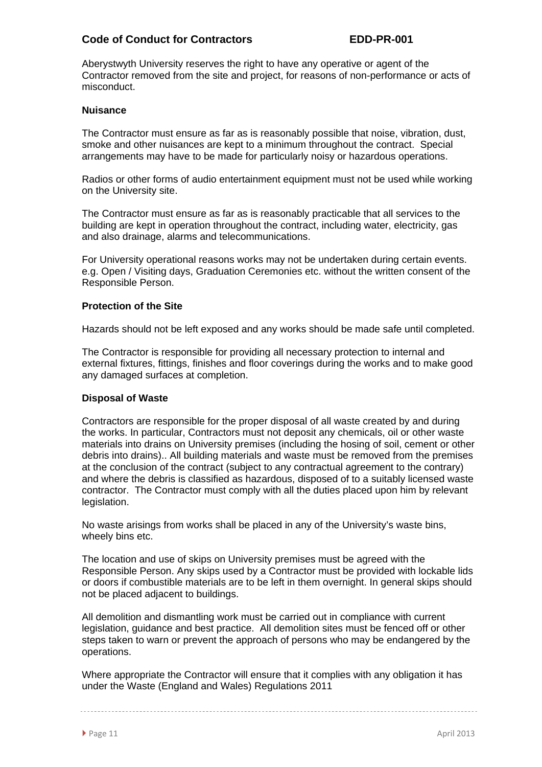Aberystwyth University reserves the right to have any operative or agent of the Contractor removed from the site and project, for reasons of non-performance or acts of misconduct.

**Nuisance**

The Contractor must ensure as far as is reasonably possible that noise, vibration, dust, smoke and other nuisances are kept to a minimum throughout the contract. Special arrangements may have to be made for particularly noisy or hazardous operations.

Radios or other forms of audio entertainment equipment must not be used while working on the University site.

The Contractor must ensure as far as is reasonably practicable that all services to the building are kept in operation throughout the contract, including water, electricity, gas and also drainage, alarms and telecommunications.

For University operational reasons works may not be undertaken during certain events. e.g. Open / Visiting days, Graduation Ceremonies etc. without the written consent of the Responsible Person.

**Protection of the Site**

Hazards should not be left exposed and any works should be made safe until completed.

The Contractor is responsible for providing all necessary protection to internal and external fixtures, fittings, finishes and floor coverings during the works and to make good any damaged surfaces at completion.

**Disposal of Waste**

Contractors are responsible for the proper disposal of all waste created by and during the works. In particular, Contractors must not deposit any chemicals, oil or other waste materials into drains on University premises (including the hosing of soil, cement or other debris into drains).. All building materials and waste must be removed from the premises at the conclusion of the contract (subject to any contractual agreement to the contrary) and where the debris is classified as hazardous, disposed of to a suitably licensed waste contractor. The Contractor must comply with all the duties placed upon him by relevant legislation.

No waste arisings from works shall be placed in any of the University's waste bins, wheely bins etc.

The location and use of skips on University premises must be agreed with the Responsible Person. Any skips used by a Contractor must be provided with lockable lids or doors if combustible materials are to be left in them overnight. In general skips should not be placed adjacent to buildings.

All demolition and dismantling work must be carried out in compliance with current legislation, guidance and best practice. All demolition sites must be fenced off or other steps taken to warn or prevent the approach of persons who may be endangered by the operations.

Where appropriate the Contractor will ensure that it complies with any obligation it has under the Waste (England and Wales) Regulations 2011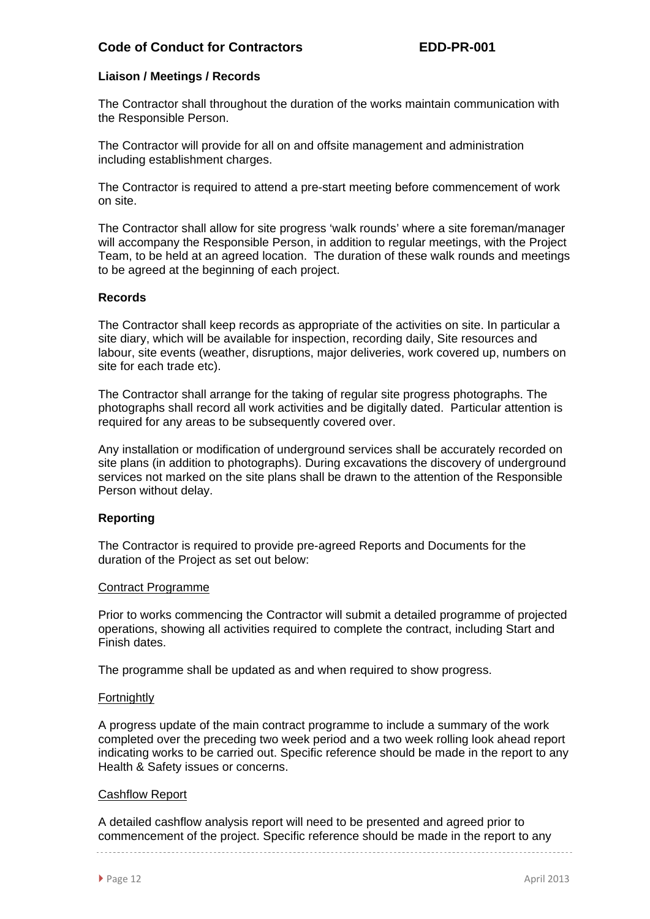### Liaison / Meetings / Records

The Contractor shall throughout the duration of the works maintain communication with the Responsible Person.

The Contractor will provide for all on and offsite management and administration including establishment charges.

The Contractor is required to attend a pre-start meeting before commencement of work on site.

The Contractor shall allow for site progress 'walk rounds' where a site foreman/manager will accompany the Responsible Person, in addition to regular meetings, with the Project Team, to be held at an agreed location. The duration of these walk rounds and meetings to be agreed at the beginning of each project.

### Records

The Contractor shall keep records as appropriate of the activities on site. In particular a site diary, which will be available for inspection, recording daily, Site resources and labour, site events (weather, disruptions, major deliveries, work covered up, numbers on site for each trade etc).

The Contractor shall arrange for the taking of regular site progress photographs. The photographs shall record all work activities and be digitally dated. Particular attention is required for any areas to be subsequently covered over.

Any installation or modification of underground services shall be accurately recorded on site plans (in addition to photographs). During excavations the discovery of underground services not marked on the site plans shall be drawn to the attention of the Responsible Person without delay.

### Reporting

The Contractor is required to provide pre-agreed Reports and Documents for the duration of the Project as set out below:

<u>Contract Programme</u>

Prior to works commencing the Contractor will submit a detailed programme of projected operations, showing all activities required to complete the contract, including Start and Finish dates.

The programme shall be updated as and when required to show progress.

<u>Fortnightly</u>

A progress update of the main contract programme to include a summary of the work completed over the preceding two week period and a two week rolling look ahead report indicating works to be carried out. Specific reference should be made in the report to any Health & Safety issues or concerns.

<u>Cashflow Report</u>

A detailed cashflow analysis report will need to be presented and agreed prior to commencement of the project. Specific reference should be made in the report to any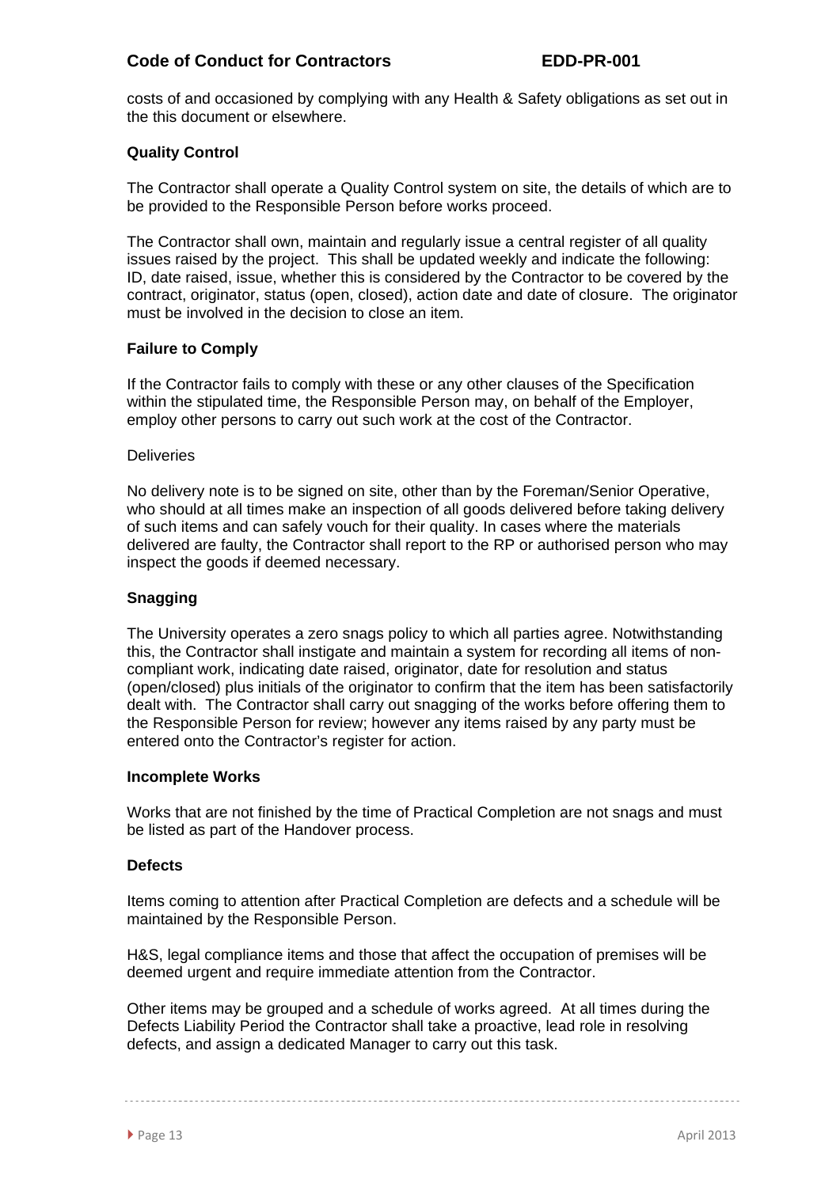costs of and occasioned by complying with any Health & Safety obligations as set out in the this document or elsewhere.

**Quality Control**

The Contractor shall operate a Quality Control system on site, the details of which are to be provided to the Responsible Person before works proceed.

The Contractor shall own, maintain and regularly issue a central register of all quality issues raised by the project. This shall be updated weekly and indicate the following: ID, date raised, issue, whether this is considered by the Contractor to be covered by the contract, originator, status (open, closed), action date and date of closure. The originator must be involved in the decision to close an item.

**Failure to Comply**

If the Contractor fails to comply with these or any other clauses of the Specification within the stipulated time, the Responsible Person may, on behalf of the Employer, employ other persons to carry out such work at the cost of the Contractor.

Deliveries

No delivery note is to be signed on site, other than by the Foreman/Senior Operative, who should at all times make an inspection of all goods delivered before taking delivery of such items and can safely vouch for their quality. In cases where the materials delivered are faulty, the Contractor shall report to the RP or authorised person who may inspect the goods if deemed necessary.

**Snagging**

The University operates a zero snags policy to which all parties agree. Notwithstanding this, the Contractor shall instigate and maintain a system for recording all items of non-compliant work, indicating date raised, originator, date for resolution and status (open/closed) plus initials of the originator to confirm that the item has been satisfactorily dealt with. The Contractor shall carry out snagging of the works before offering them to the Responsible Person for review; however any items raised by any party must be entered onto the Contractor's register for action.

**Incomplete Works**

Works that are not finished by the time of Practical Completion are not snags and must be listed as part of the Handover process.

**Defects**

Items coming to attention after Practical Completion are defects and a schedule will be maintained by the Responsible Person.

H&S, legal compliance items and those that affect the occupation of premises will be deemed urgent and require immediate attention from the Contractor.

Other items may be grouped and a schedule of works agreed. At all times during the Defects Liability Period the Contractor shall take a proactive, lead role in resolving defects, and assign a dedicated Manager to carry out this task.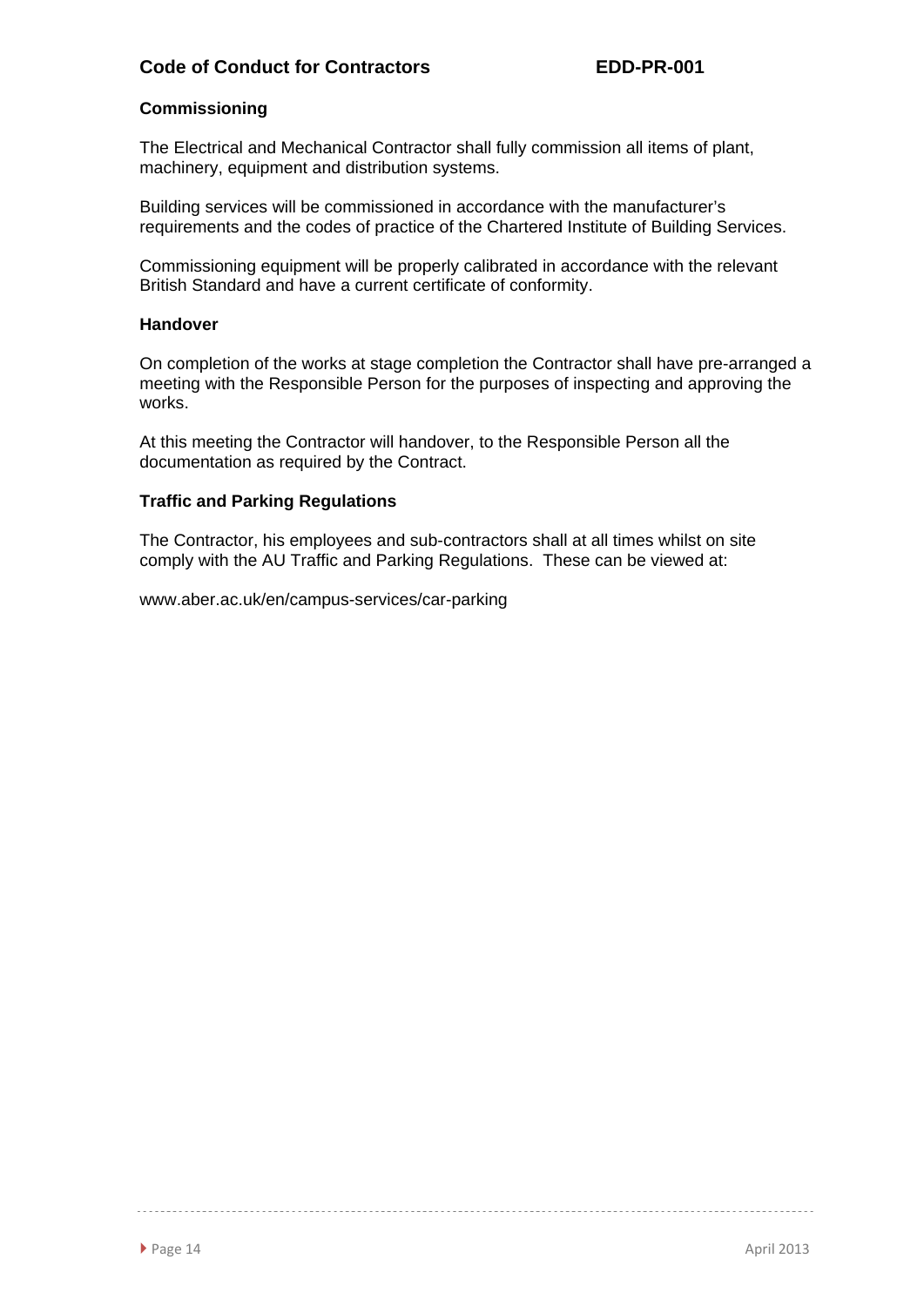### Commissioning

The Electrical and Mechanical Contractor shall fully commission all items of plant, machinery, equipment and distribution systems.

Building services will be commissioned in accordance with the manufacturer's requirements and the codes of practice of the Chartered Institute of Building Services.

Commissioning equipment will be properly calibrated in accordance with the relevant British Standard and have a current certificate of conformity.

### Handover

On completion of the works at stage completion the Contractor shall have pre-arranged a meeting with the Responsible Person for the purposes of inspecting and approving the works.

At this meeting the Contractor will handover, to the Responsible Person all the documentation as required by the Contract.

### Traffic and Parking Regulations

The Contractor, his employees and sub-contractors shall at all times whilst on site comply with the AU Traffic and Parking Regulations. These can be viewed at:

www.aber.ac.uk/en/campus-services/car-parking